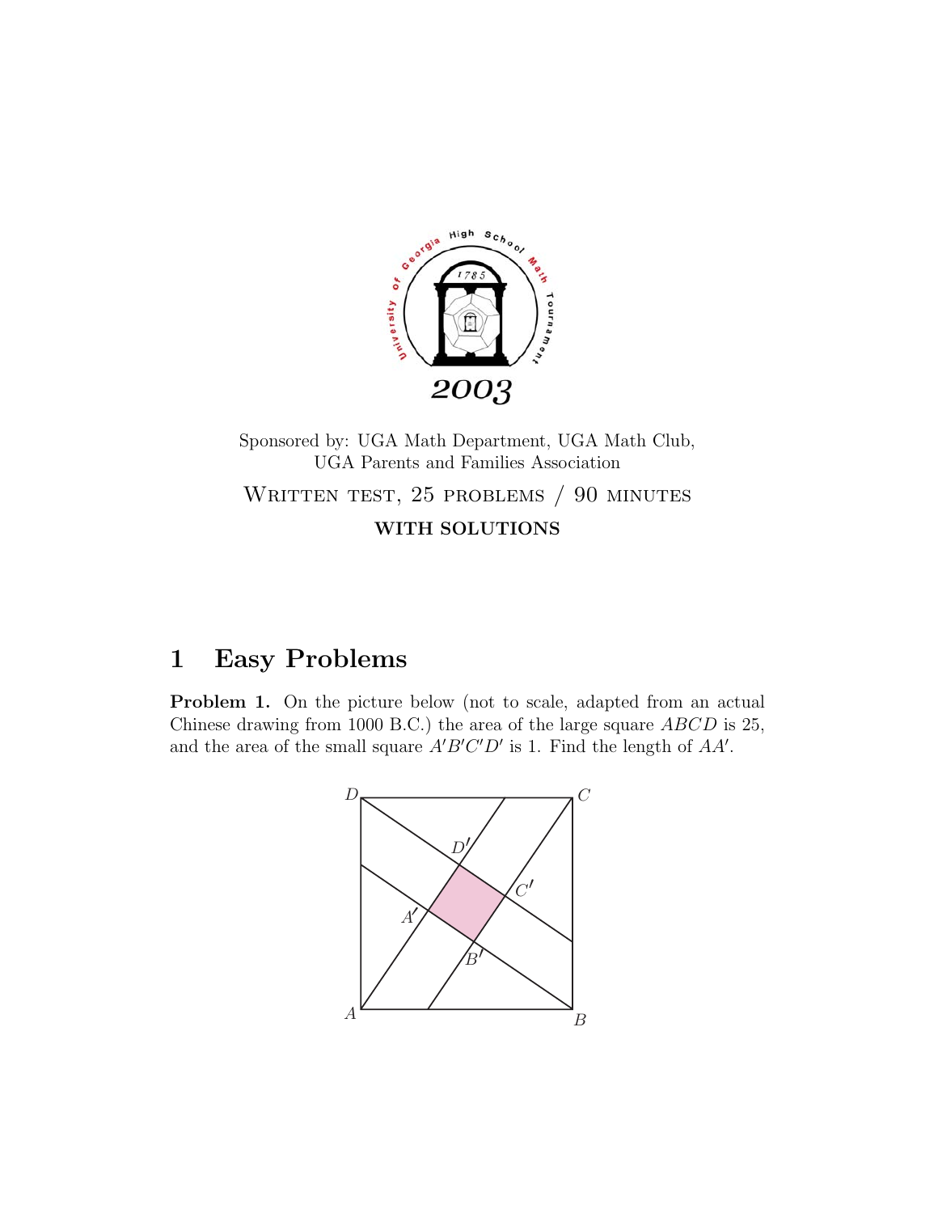Sponsored by: UGA Math Department, UGA Math Club, UGA Parents and Families Association

WRITTEN TEST, 25 PROBLEMS / 90 MINUTES

**WITH SOLUTIONS**

# 1 Easy Problems

**Problem 1.** On the picture below (not to scale, adapted from an actual Chinese drawing from 1000 B.C.) the area of the large square $ABCD$ is 25, and the area of the small square $A'B'C'D'$ is 1. Find the length of $AA'$.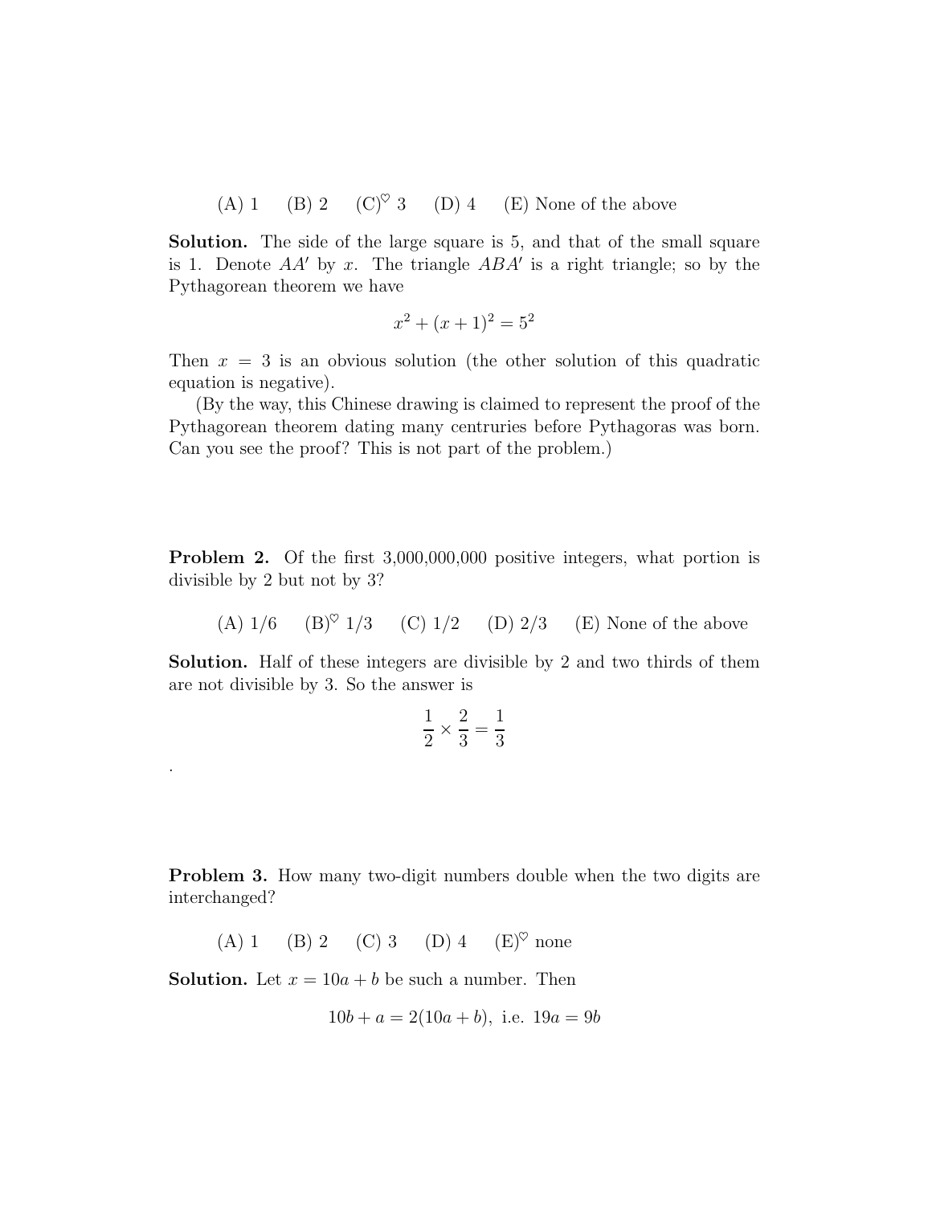(A) 1 (B) 2 (C)$^\heartsuit$ 3 (D) 4 (E) None of the above

**Solution.** The side of the large square is 5, and that of the small square is 1. Denote $AA'$ by $x$. The triangle $ABA'$ is a right triangle; so by the Pythagorean theorem we have

$$x^2 + (x+1)^2 = 5^2$$

Then $x = 3$ is an obvious solution (the other solution of this quadratic equation is negative).

(By the way, this Chinese drawing is claimed to represent the proof of the Pythagorean theorem dating many centruries before Pythagoras was born. Can you see the proof? This is not part of the problem.)

**Problem 2.** Of the first 3,000,000,000 positive integers, what portion is divisible by 2 but not by 3?

(A) 1/6 (B)$^\heartsuit$ 1/3 (C) 1/2 (D) 2/3 (E) None of the above

**Solution.** Half of these integers are divisible by 2 and two thirds of them are not divisible by 3. So the answer is

$$\frac{1}{2} \times \frac{2}{3} = \frac{1}{3}$$

.

**Problem 3.** How many two-digit numbers double when the two digits are interchanged?

(A) 1 (B) 2 (C) 3 (D) 4 (E)$^\heartsuit$ none

**Solution.** Let $x = 10a + b$ be such a number. Then

$$10b + a = 2(10a + b), \text{ i.e. } 19a = 9b$$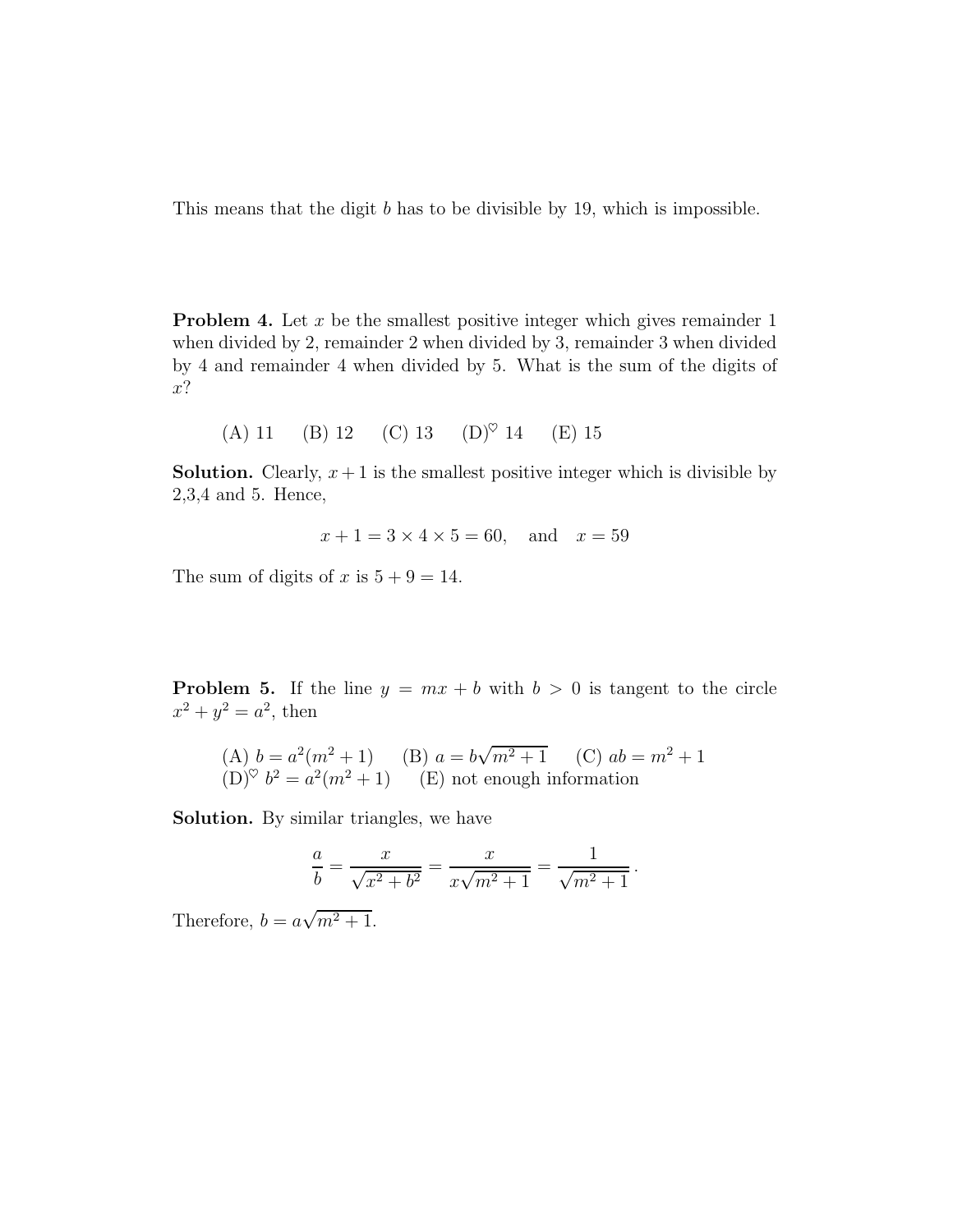This means that the digit $b$ has to be divisible by 19, which is impossible.

**Problem 4.** Let $x$ be the smallest positive integer which gives remainder 1 when divided by 2, remainder 2 when divided by 3, remainder 3 when divided by 4 and remainder 4 when divided by 5. What is the sum of the digits of $x$?

(A) 11  (B) 12  (C) 13  (D)$^\heartsuit$ 14  (E) 15

**Solution.** Clearly, $x+1$ is the smallest positive integer which is divisible by 2,3,4 and 5. Hence,

$$x+1 = 3 \times 4 \times 5 = 60, \quad \text{and} \quad x = 59$$

The sum of digits of $x$ is $5+9=14$.

**Problem 5.** If the line $y = mx + b$ with $b > 0$ is tangent to the circle $x^2 + y^2 = a^2$, then

(A) $b = a^2(m^2+1)$  (B) $a = b\sqrt{m^2+1}$  (C) $ab = m^2+1$
(D)$^\heartsuit$ $b^2 = a^2(m^2+1)$  (E) not enough information

**Solution.** By similar triangles, we have

$$\frac{a}{b} = \frac{x}{\sqrt{x^2+b^2}} = \frac{x}{x\sqrt{m^2+1}} = \frac{1}{\sqrt{m^2+1}}\,.$$

Therefore, $b = a\sqrt{m^2+1}$.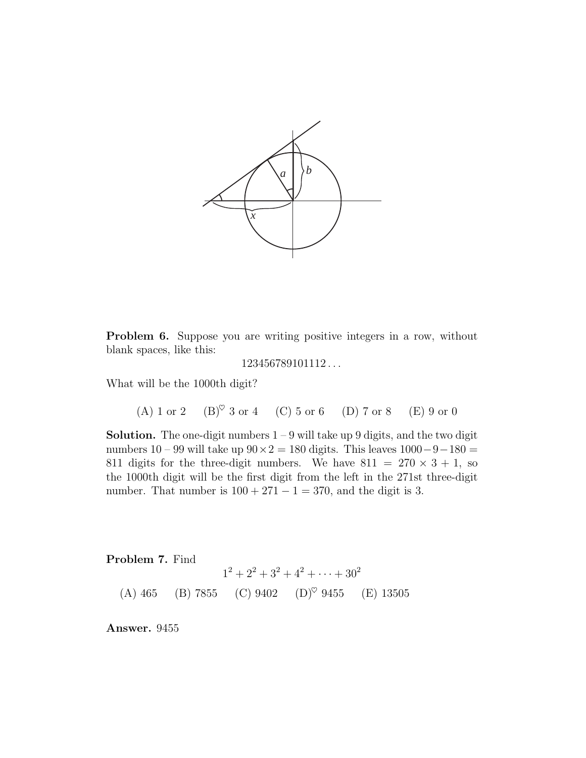**Problem 6.** Suppose you are writing positive integers in a row, without blank spaces, like this:

$$123456789101112\ldots$$

What will be the 1000th digit?

(A) 1 or 2 (B)$^\heartsuit$ 3 or 4 (C) 5 or 6 (D) 7 or 8 (E) 9 or 0

**Solution.** The one-digit numbers 1 – 9 will take up 9 digits, and the two digit numbers 10 – 99 will take up $90 \times 2 = 180$ digits. This leaves $1000 - 9 - 180 = 811$ digits for the three-digit numbers. We have $811 = 270 \times 3 + 1$, so the 1000th digit will be the first digit from the left in the 271st three-digit number. That number is $100 + 271 - 1 = 370$, and the digit is 3.

**Problem 7.** Find

$$1^2 + 2^2 + 3^2 + 4^2 + \cdots + 30^2$$

(A) 465 (B) 7855 (C) 9402 (D)$^\heartsuit$ 9455 (E) 13505

**Answer.** 9455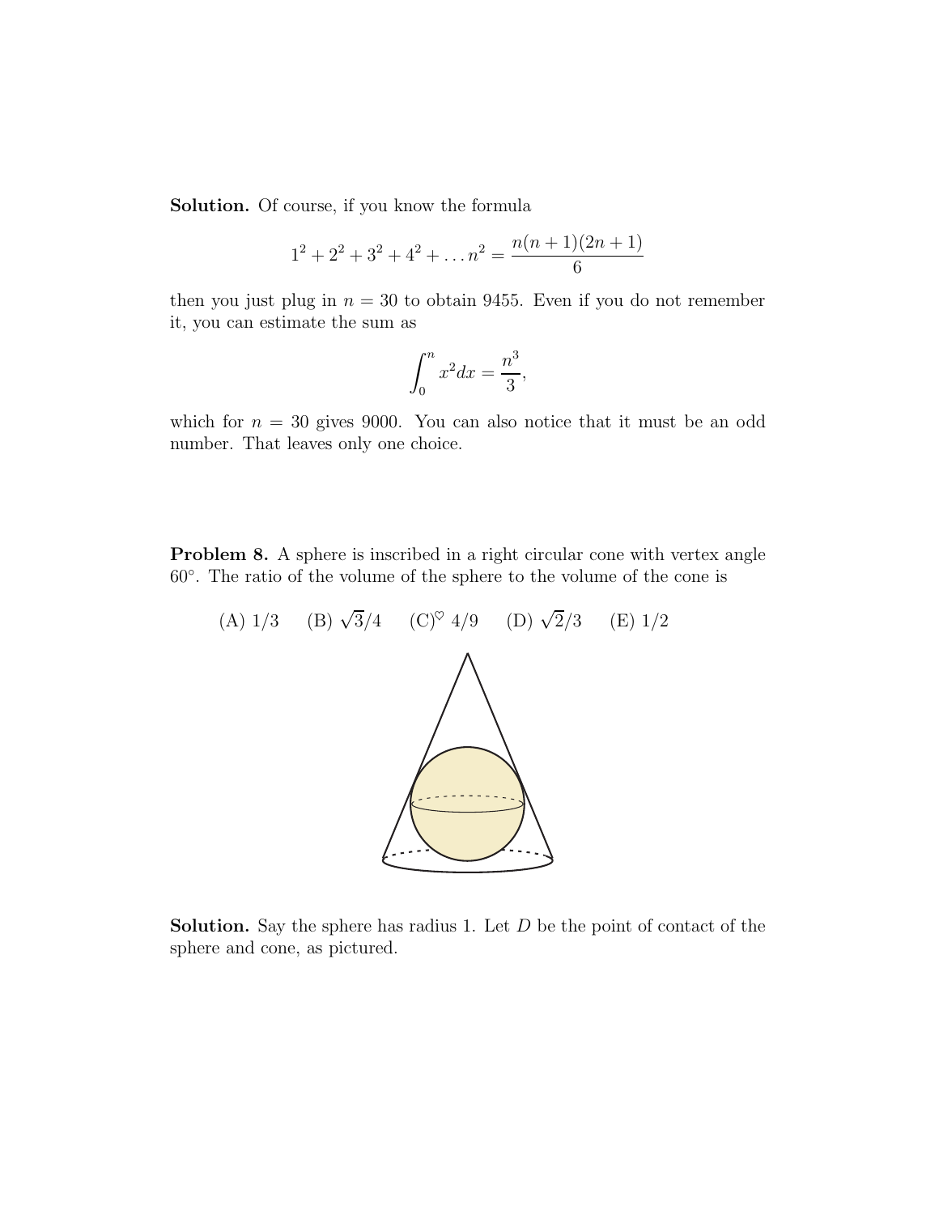**Solution.** Of course, if you know the formula

$$1^2 + 2^2 + 3^2 + 4^2 + \dots n^2 = \frac{n(n+1)(2n+1)}{6}$$

then you just plug in $n = 30$ to obtain 9455. Even if you do not remember it, you can estimate the sum as

$$\int_0^n x^2 dx = \frac{n^3}{3},$$

which for $n = 30$ gives 9000. You can also notice that it must be an odd number. That leaves only one choice.

**Problem 8.** A sphere is inscribed in a right circular cone with vertex angle $60°$. The ratio of the volume of the sphere to the volume of the cone is

(A) $1/3$ (B) $\sqrt{3}/4$ (C)$^{\heartsuit}$ $4/9$ (D) $\sqrt{2}/3$ (E) $1/2$

**Solution.** Say the sphere has radius 1. Let $D$ be the point of contact of the sphere and cone, as pictured.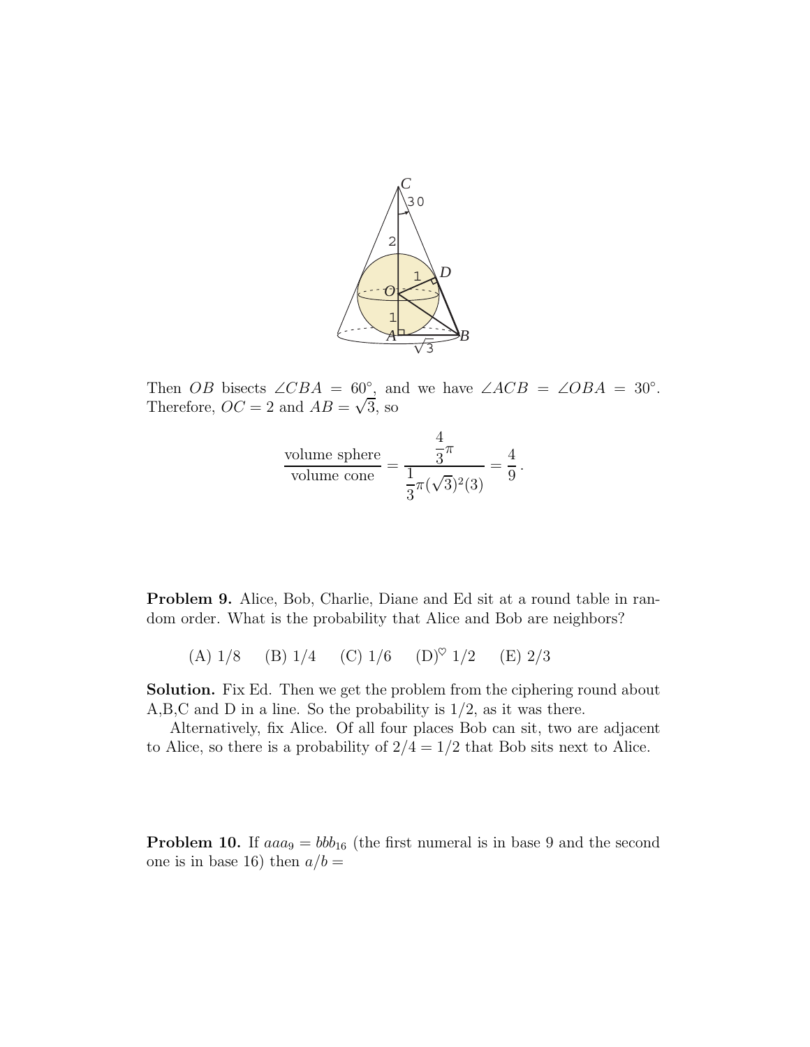Then $OB$ bisects $\angle CBA = 60^\circ$, and we have $\angle ACB = \angle OBA = 30^\circ$. Therefore, $OC = 2$ and $AB = \sqrt{3}$, so

$$\frac{\text{volume sphere}}{\text{volume cone}} = \frac{\frac{4}{3}\pi}{\frac{1}{3}\pi(\sqrt{3})^2(3)} = \frac{4}{9}.$$

**Problem 9.** Alice, Bob, Charlie, Diane and Ed sit at a round table in random order. What is the probability that Alice and Bob are neighbors?

(A) 1/8 (B) 1/4 (C) 1/6 (D)$^\heartsuit$ 1/2 (E) 2/3

**Solution.** Fix Ed. Then we get the problem from the ciphering round about A,B,C and D in a line. So the probability is 1/2, as it was there.

Alternatively, fix Alice. Of all four places Bob can sit, two are adjacent to Alice, so there is a probability of $2/4 = 1/2$ that Bob sits next to Alice.

**Problem 10.** If $aaa_9 = bbb_{16}$ (the first numeral is in base 9 and the second one is in base 16) then $a/b =$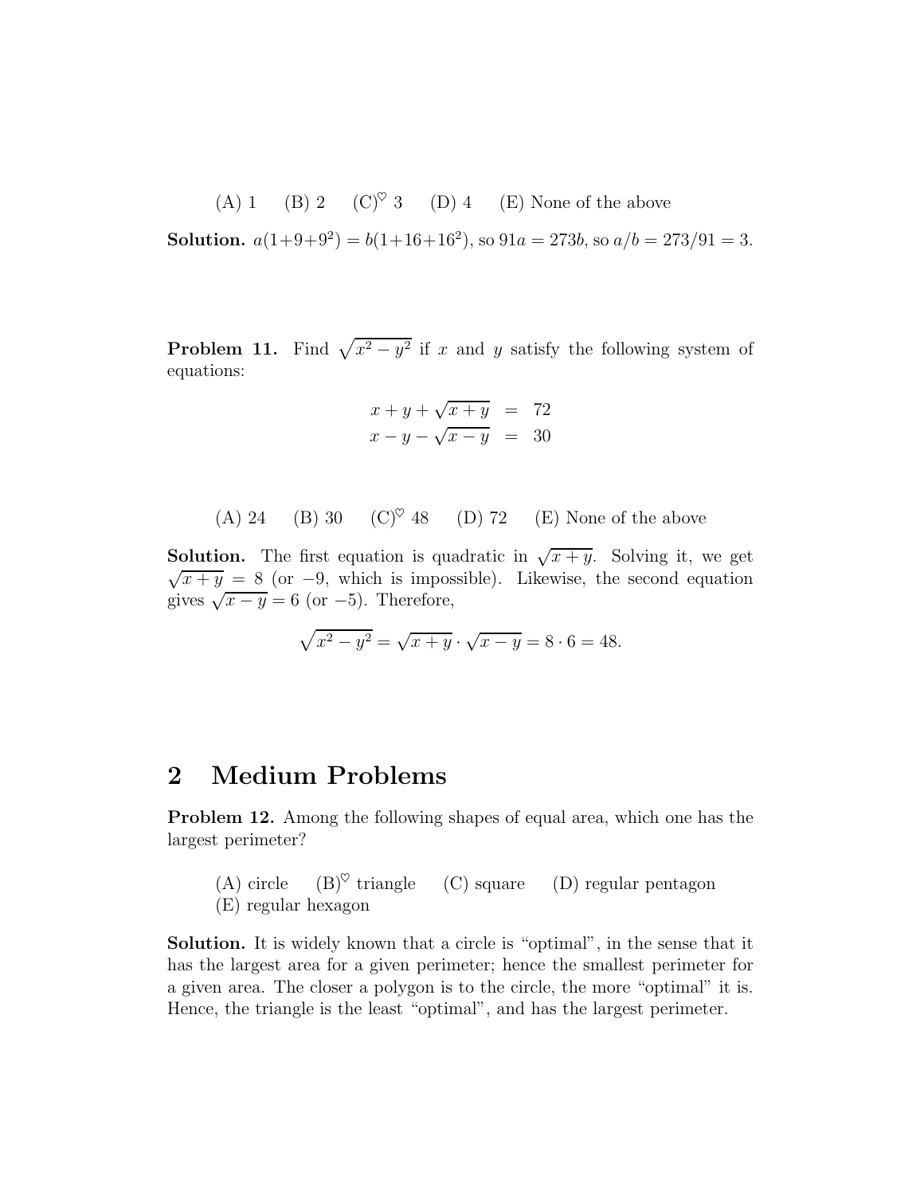(A) 1 (B) 2 (C)$^\heartsuit$ 3 (D) 4 (E) None of the above

**Solution.** $a(1+9+9^2) = b(1+16+16^2)$, so $91a = 273b$, so $a/b = 273/91 = 3$.

**Problem 11.** Find $\sqrt{x^2 - y^2}$ if $x$ and $y$ satisfy the following system of equations:

$$
\begin{aligned}
x + y + \sqrt{x+y} &= 72 \\
x - y - \sqrt{x-y} &= 30
\end{aligned}
$$

(A) 24 (B) 30 (C)$^\heartsuit$ 48 (D) 72 (E) None of the above

**Solution.** The first equation is quadratic in $\sqrt{x+y}$. Solving it, we get $\sqrt{x+y} = 8$ (or $-9$, which is impossible). Likewise, the second equation gives $\sqrt{x-y} = 6$ (or $-5$). Therefore,

$$\sqrt{x^2 - y^2} = \sqrt{x+y} \cdot \sqrt{x-y} = 8 \cdot 6 = 48.$$

## 2 Medium Problems

**Problem 12.** Among the following shapes of equal area, which one has the largest perimeter?

(A) circle (B)$^\heartsuit$ triangle (C) square (D) regular pentagon
(E) regular hexagon

**Solution.** It is widely known that a circle is "optimal", in the sense that it has the largest area for a given perimeter; hence the smallest perimeter for a given area. The closer a polygon is to the circle, the more "optimal" it is. Hence, the triangle is the least "optimal", and has the largest perimeter.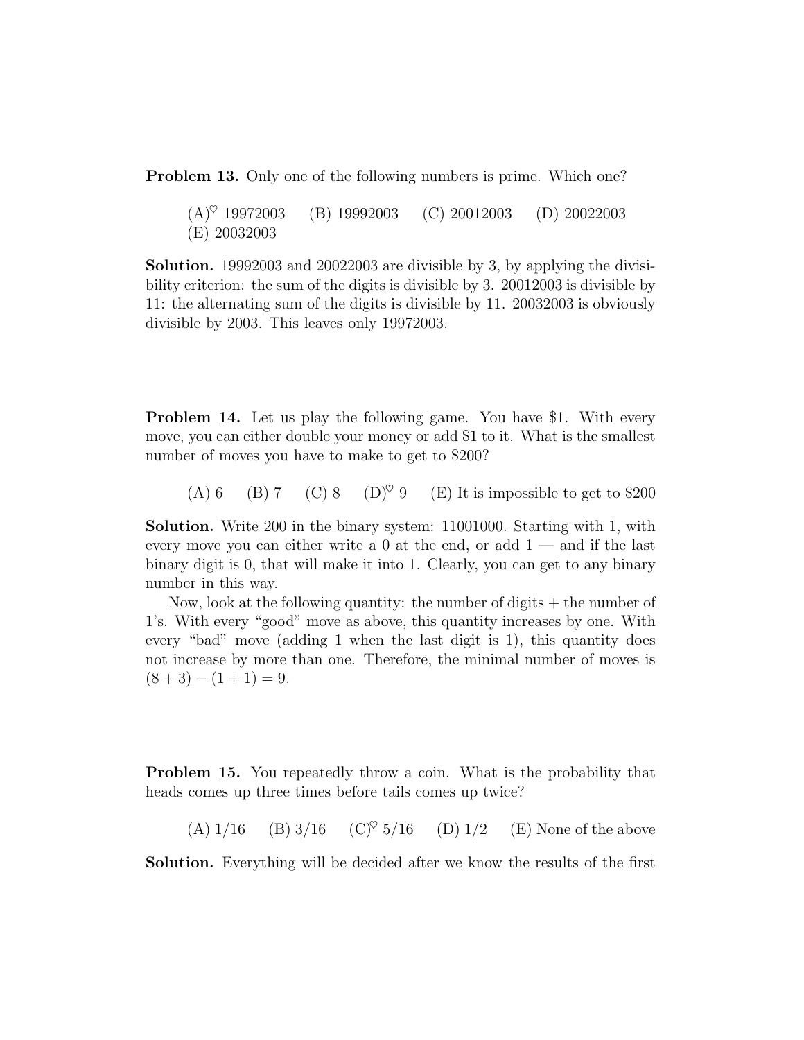**Problem 13.** Only one of the following numbers is prime. Which one?

(A)$^\heartsuit$ 19972003 (B) 19992003 (C) 20012003 (D) 20022003
(E) 20032003

**Solution.** 19992003 and 20022003 are divisible by 3, by applying the divisibility criterion: the sum of the digits is divisible by 3. 20012003 is divisible by 11: the alternating sum of the digits is divisible by 11. 20032003 is obviously divisible by 2003. This leaves only 19972003.

**Problem 14.** Let us play the following game. You have \$1. With every move, you can either double your money or add \$1 to it. What is the smallest number of moves you have to make to get to \$200?

(A) 6 (B) 7 (C) 8 (D)$^\heartsuit$ 9 (E) It is impossible to get to \$200

**Solution.** Write 200 in the binary system: 11001000. Starting with 1, with every move you can either write a 0 at the end, or add 1 — and if the last binary digit is 0, that will make it into 1. Clearly, you can get to any binary number in this way.

Now, look at the following quantity: the number of digits + the number of 1's. With every "good" move as above, this quantity increases by one. With every "bad" move (adding 1 when the last digit is 1), this quantity does not increase by more than one. Therefore, the minimal number of moves is $(8 + 3) - (1 + 1) = 9$.

**Problem 15.** You repeatedly throw a coin. What is the probability that heads comes up three times before tails comes up twice?

(A) 1/16 (B) 3/16 (C)$^\heartsuit$ 5/16 (D) 1/2 (E) None of the above

**Solution.** Everything will be decided after we know the results of the first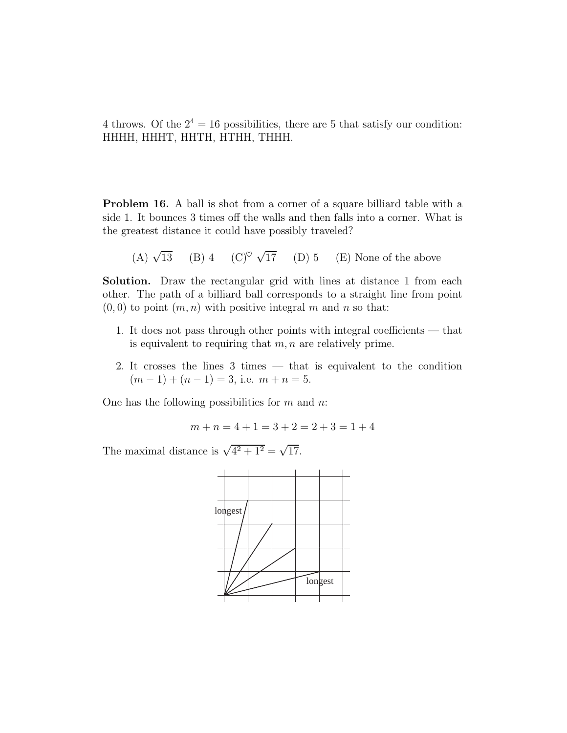4 throws. Of the $2^4 = 16$ possibilities, there are 5 that satisfy our condition: HHHH, HHHT, HHTH, HTHH, THHH.

**Problem 16.** A ball is shot from a corner of a square billiard table with a side 1. It bounces 3 times off the walls and then falls into a corner. What is the greatest distance it could have possibly traveled?

(A) $\sqrt{13}$  (B) 4  (C)$^\heartsuit$ $\sqrt{17}$  (D) 5  (E) None of the above

**Solution.** Draw the rectangular grid with lines at distance 1 from each other. The path of a billiard ball corresponds to a straight line from point $(0,0)$ to point $(m,n)$ with positive integral $m$ and $n$ so that:

1. It does not pass through other points with integral coefficients — that is equivalent to requiring that $m,n$ are relatively prime.
2. It crosses the lines 3 times — that is equivalent to the condition $(m-1)+(n-1)=3$, i.e. $m+n=5$.

One has the following possibilities for $m$ and $n$:

$$m+n = 4+1 = 3+2 = 2+3 = 1+4$$

The maximal distance is $\sqrt{4^2+1^2} = \sqrt{17}$.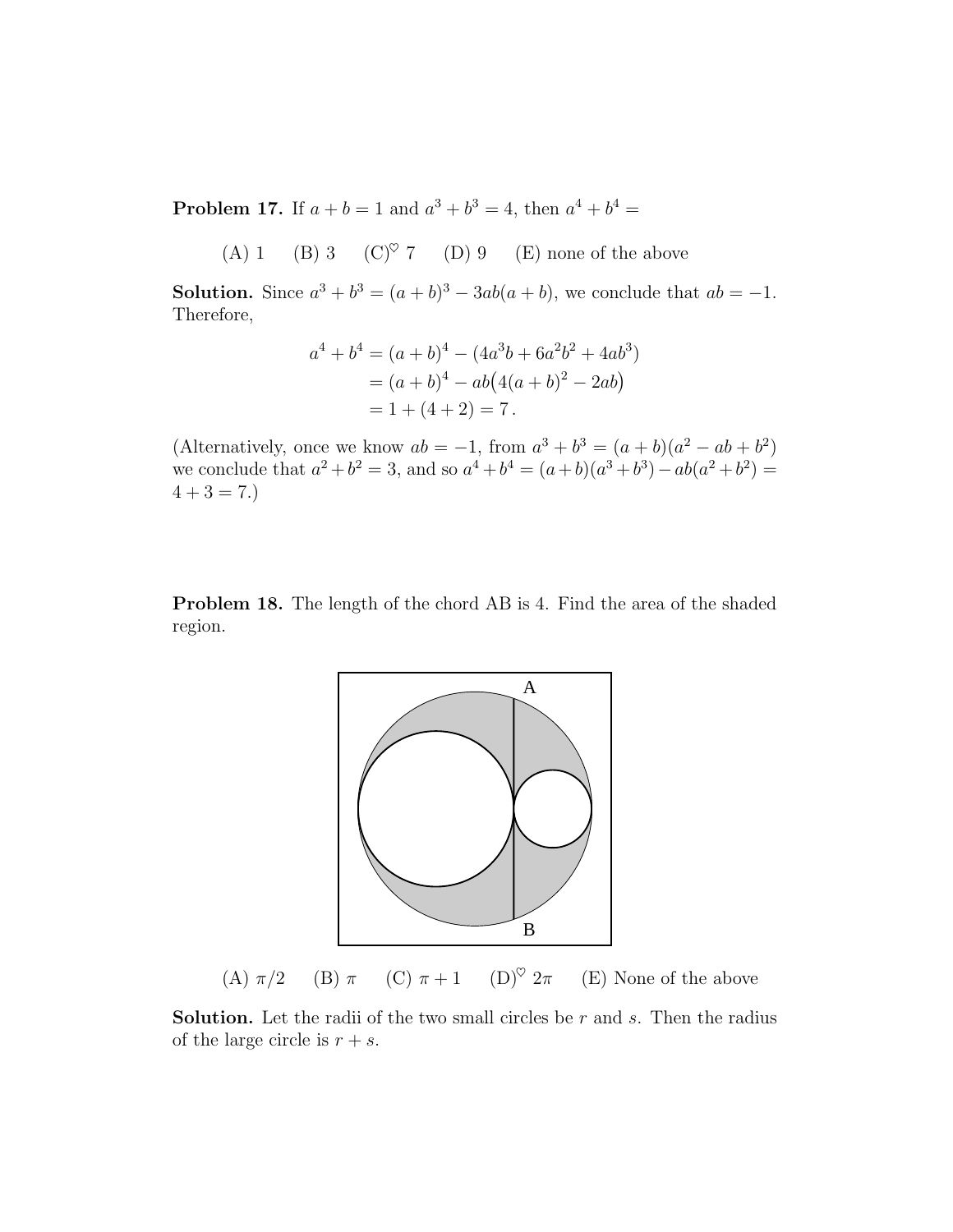**Problem 17.** If $a + b = 1$ and $a^3 + b^3 = 4$, then $a^4 + b^4 =$

(A) 1 (B) 3 (C)$^\heartsuit$ 7 (D) 9 (E) none of the above

**Solution.** Since $a^3 + b^3 = (a + b)^3 - 3ab(a + b)$, we conclude that $ab = -1$. Therefore,

$$
\begin{aligned}
a^4 + b^4 &= (a + b)^4 - (4a^3b + 6a^2b^2 + 4ab^3) \\
&= (a + b)^4 - ab\big(4(a + b)^2 - 2ab\big) \\
&= 1 + (4 + 2) = 7\,.
\end{aligned}
$$

(Alternatively, once we know $ab = -1$, from $a^3 + b^3 = (a + b)(a^2 - ab + b^2)$ we conclude that $a^2 + b^2 = 3$, and so $a^4 + b^4 = (a + b)(a^3 + b^3) - ab(a^2 + b^2) = 4 + 3 = 7$.)

**Problem 18.** The length of the chord AB is 4. Find the area of the shaded region.

(A) $\pi/2$ (B) $\pi$ (C) $\pi + 1$ (D)$^\heartsuit$ $2\pi$ (E) None of the above

**Solution.** Let the radii of the two small circles be $r$ and $s$. Then the radius of the large circle is $r + s$.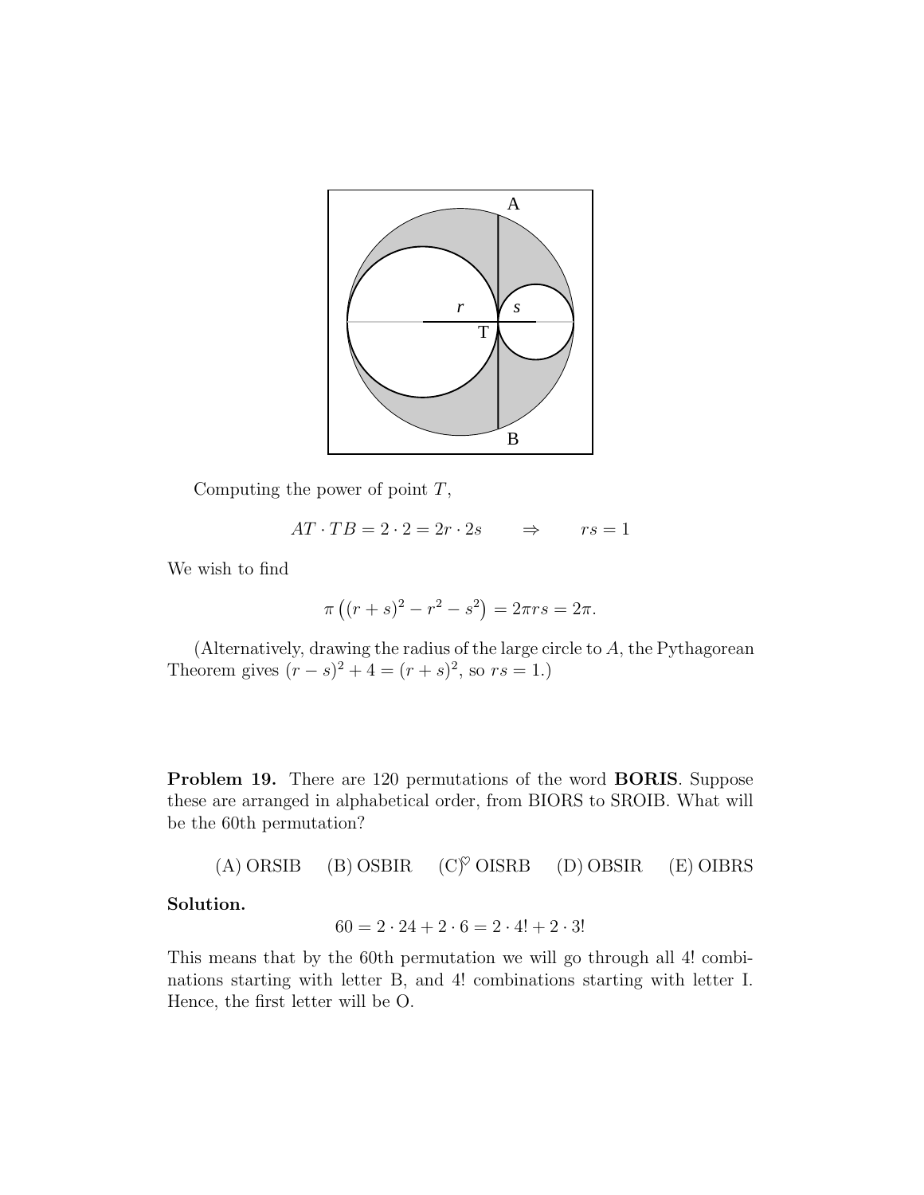Computing the power of point $T$,

$$AT \cdot TB = 2 \cdot 2 = 2r \cdot 2s \qquad \Rightarrow \qquad rs = 1$$

We wish to find

$$\pi\left((r+s)^2 - r^2 - s^2\right) = 2\pi rs = 2\pi.$$

(Alternatively, drawing the radius of the large circle to $A$, the Pythagorean Theorem gives $(r-s)^2 + 4 = (r+s)^2$, so $rs = 1$.)

**Problem 19.** There are 120 permutations of the word **BORIS**. Suppose these are arranged in alphabetical order, from BIORS to SROIB. What will be the 60th permutation?

(A) ORSIB (B) OSBIR (C)♡ OISRB (D) OBSIR (E) OIBRS

**Solution.**

$$60 = 2 \cdot 24 + 2 \cdot 6 = 2 \cdot 4! + 2 \cdot 3!$$

This means that by the 60th permutation we will go through all 4! combinations starting with letter B, and 4! combinations starting with letter I. Hence, the first letter will be O.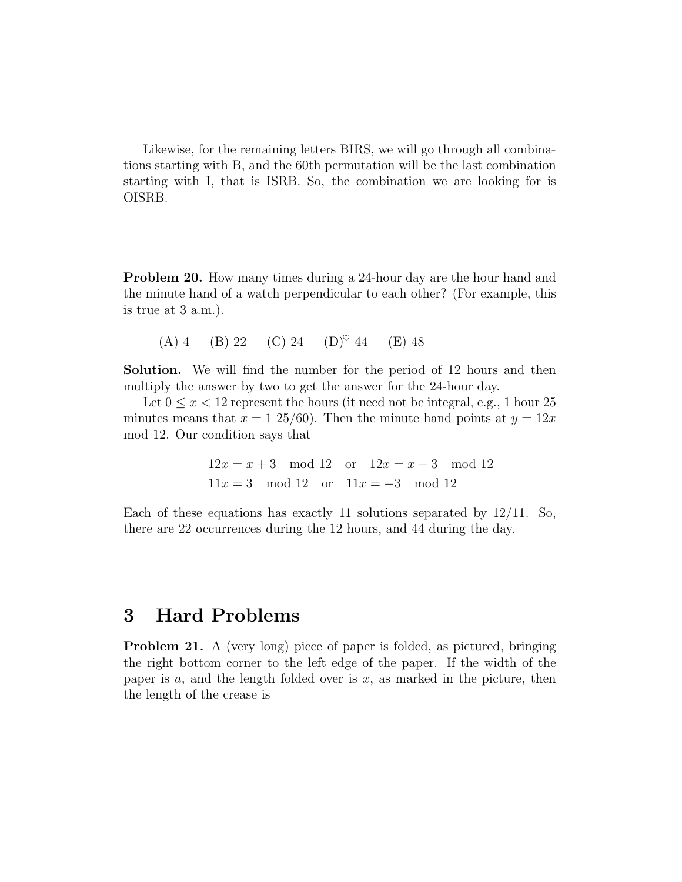Likewise, for the remaining letters BIRS, we will go through all combinations starting with B, and the 60th permutation will be the last combination starting with I, that is ISRB. So, the combination we are looking for is OISRB.

**Problem 20.** How many times during a 24-hour day are the hour hand and the minute hand of a watch perpendicular to each other? (For example, this is true at 3 a.m.).

(A) 4 (B) 22 (C) 24 (D)$^{\heartsuit}$ 44 (E) 48

**Solution.** We will find the number for the period of 12 hours and then multiply the answer by two to get the answer for the 24-hour day.

Let $0 \leq x < 12$ represent the hours (it need not be integral, e.g., 1 hour 25 minutes means that $x = 1\ 25/60$). Then the minute hand points at $y = 12x \mod 12$. Our condition says that

$$12x = x + 3 \mod 12 \quad \text{or} \quad 12x = x - 3 \mod 12$$
$$11x = 3 \mod 12 \quad \text{or} \quad 11x = -3 \mod 12$$

Each of these equations has exactly 11 solutions separated by 12/11. So, there are 22 occurrences during the 12 hours, and 44 during the day.

# 3 Hard Problems

**Problem 21.** A (very long) piece of paper is folded, as pictured, bringing the right bottom corner to the left edge of the paper. If the width of the paper is $a$, and the length folded over is $x$, as marked in the picture, then the length of the crease is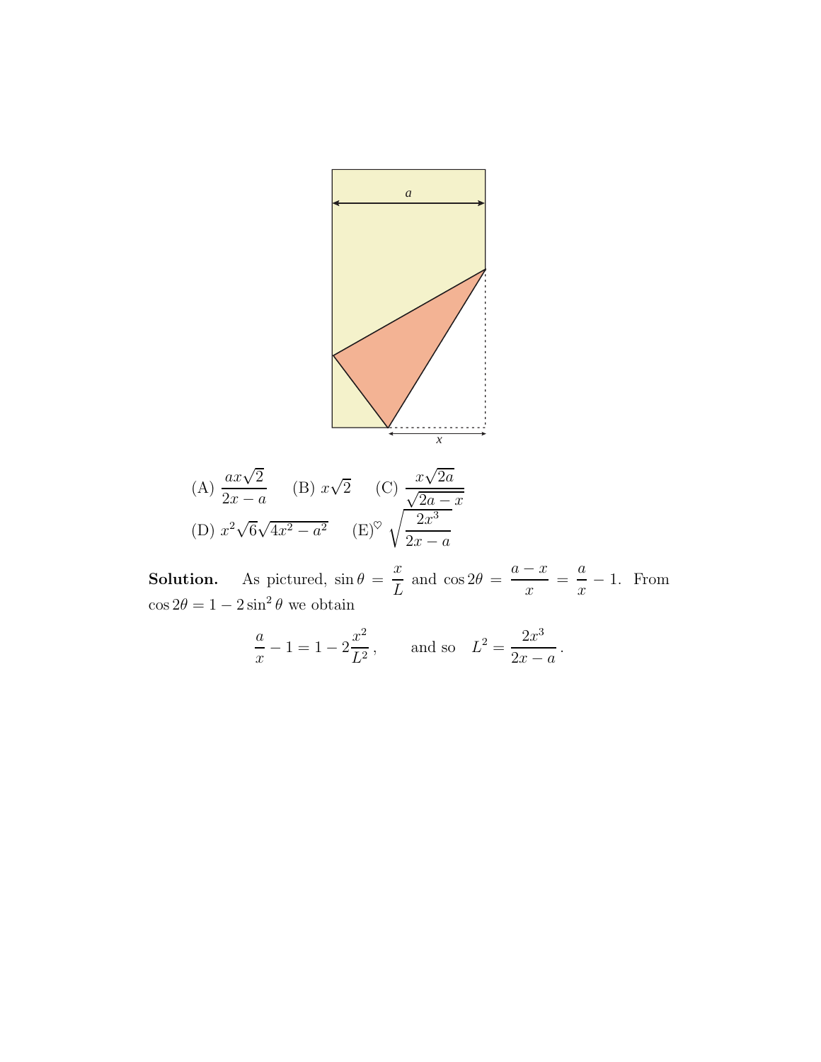(A) $\dfrac{ax\sqrt{2}}{2x-a}$ (B) $x\sqrt{2}$ (C) $\dfrac{x\sqrt{2a}}{\sqrt{2a-x}}$

(D) $x^2\sqrt{6}\sqrt{4x^2-a^2}$ (E)$^{\heartsuit}$ $\sqrt{\dfrac{2x^3}{2x-a}}$

**Solution.** As pictured, $\sin\theta = \dfrac{x}{L}$ and $\cos 2\theta = \dfrac{a-x}{x} = \dfrac{a}{x} - 1$. From $\cos 2\theta = 1 - 2\sin^2\theta$ we obtain

$$\frac{a}{x} - 1 = 1 - 2\frac{x^2}{L^2}\,, \qquad \text{and so} \quad L^2 = \frac{2x^3}{2x-a}\,.$$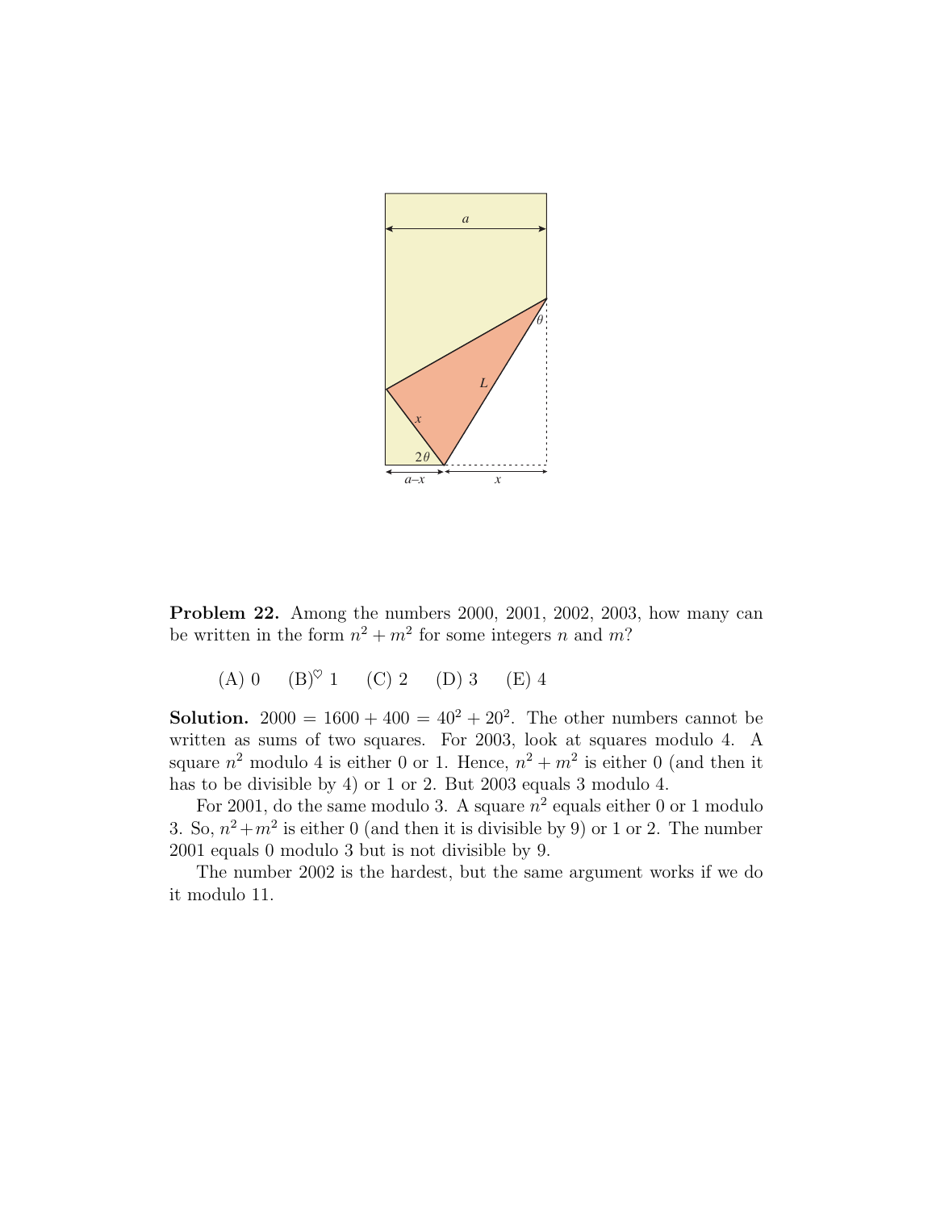**Problem 22.** Among the numbers 2000, 2001, 2002, 2003, how many can be written in the form $n^2 + m^2$ for some integers $n$ and $m$?

(A) 0 (B)$^\heartsuit$ 1 (C) 2 (D) 3 (E) 4

**Solution.** $2000 = 1600 + 400 = 40^2 + 20^2$. The other numbers cannot be written as sums of two squares. For 2003, look at squares modulo 4. A square $n^2$ modulo 4 is either 0 or 1. Hence, $n^2 + m^2$ is either 0 (and then it has to be divisible by 4) or 1 or 2. But 2003 equals 3 modulo 4.

For 2001, do the same modulo 3. A square $n^2$ equals either 0 or 1 modulo 3. So, $n^2 + m^2$ is either 0 (and then it is divisible by 9) or 1 or 2. The number 2001 equals 0 modulo 3 but is not divisible by 9.

The number 2002 is the hardest, but the same argument works if we do it modulo 11.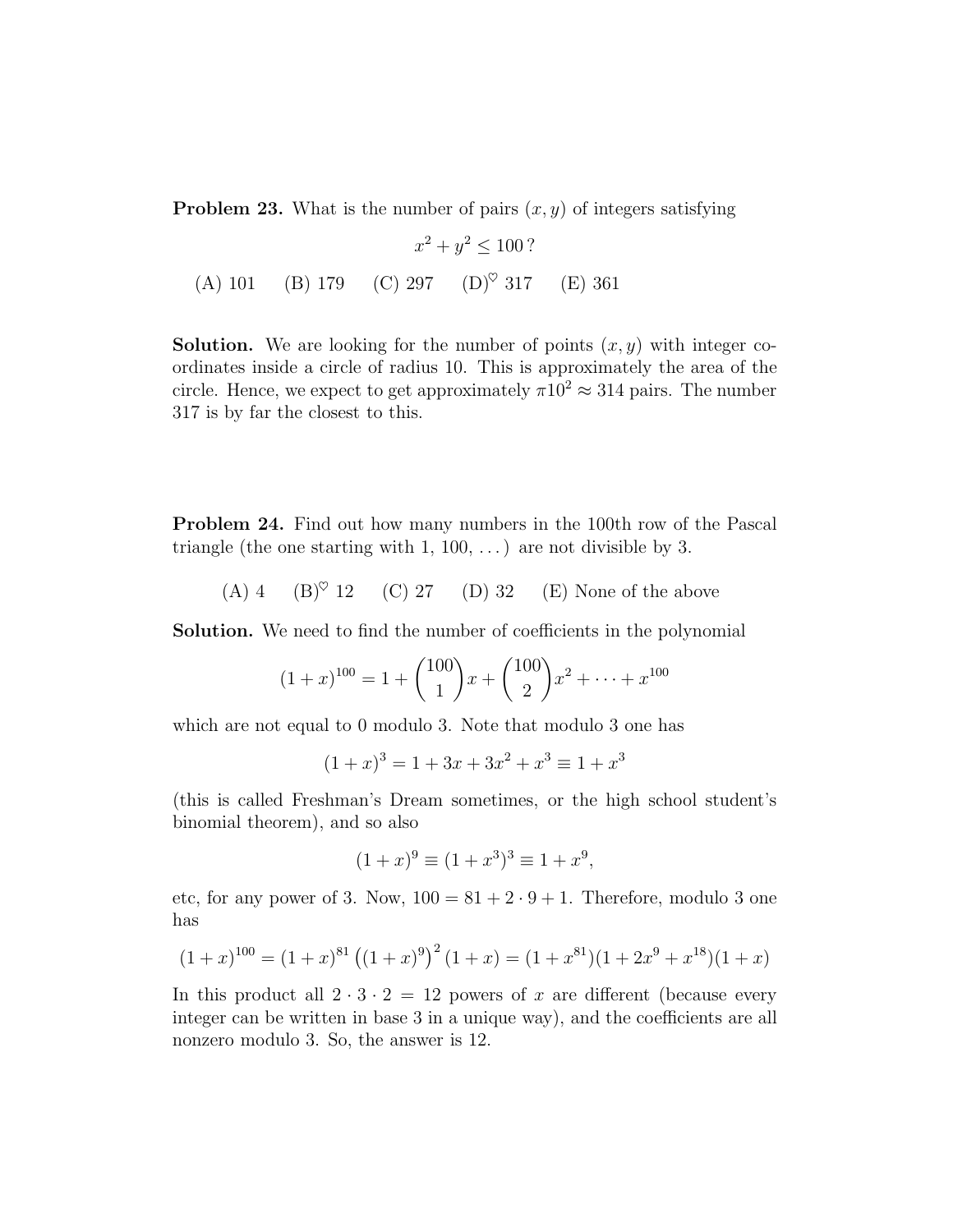**Problem 23.** What is the number of pairs $(x, y)$ of integers satisfying

$$x^2 + y^2 \leq 100\,?$$

(A) 101 (B) 179 (C) 297 (D)$^\heartsuit$ 317 (E) 361

**Solution.** We are looking for the number of points $(x, y)$ with integer coordinates inside a circle of radius 10. This is approximately the area of the circle. Hence, we expect to get approximately $\pi 10^2 \approx 314$ pairs. The number 317 is by far the closest to this.

**Problem 24.** Find out how many numbers in the 100th row of the Pascal triangle (the one starting with 1, 100, ...) are not divisible by 3.

(A) 4 (B)$^\heartsuit$ 12 (C) 27 (D) 32 (E) None of the above

**Solution.** We need to find the number of coefficients in the polynomial

$$(1+x)^{100} = 1 + \binom{100}{1}x + \binom{100}{2}x^2 + \cdots + x^{100}$$

which are not equal to 0 modulo 3. Note that modulo 3 one has

$$(1+x)^3 = 1 + 3x + 3x^2 + x^3 \equiv 1 + x^3$$

(this is called Freshman's Dream sometimes, or the high school student's binomial theorem), and so also

$$(1+x)^9 \equiv (1+x^3)^3 \equiv 1 + x^9,$$

etc, for any power of 3. Now, $100 = 81 + 2 \cdot 9 + 1$. Therefore, modulo 3 one has

$$(1+x)^{100} = (1+x)^{81}\left((1+x)^9\right)^2(1+x) = (1+x^{81})(1+2x^9+x^{18})(1+x)$$

In this product all $2 \cdot 3 \cdot 2 = 12$ powers of $x$ are different (because every integer can be written in base 3 in a unique way), and the coefficients are all nonzero modulo 3. So, the answer is 12.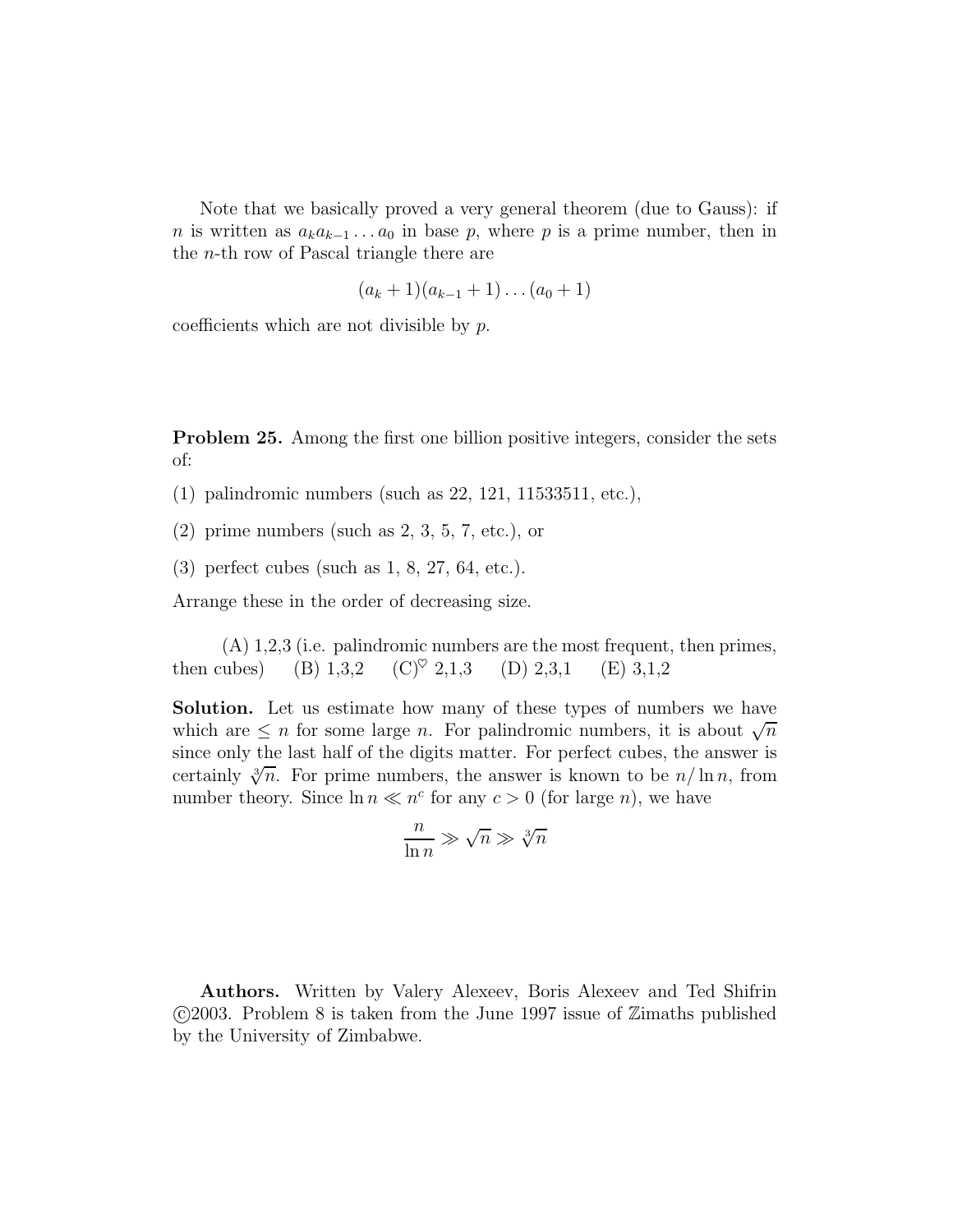Note that we basically proved a very general theorem (due to Gauss): if $n$ is written as $a_k a_{k-1} \dots a_0$ in base $p$, where $p$ is a prime number, then in the $n$-th row of Pascal triangle there are

$$(a_k + 1)(a_{k-1} + 1) \dots (a_0 + 1)$$

coefficients which are not divisible by $p$.

**Problem 25.** Among the first one billion positive integers, consider the sets of:

(1) palindromic numbers (such as 22, 121, 11533511, etc.),

(2) prime numbers (such as 2, 3, 5, 7, etc.), or

(3) perfect cubes (such as 1, 8, 27, 64, etc.).

Arrange these in the order of decreasing size.

(A) 1,2,3 (i.e. palindromic numbers are the most frequent, then primes, then cubes) (B) 1,3,2 (C)$^{\heartsuit}$ 2,1,3 (D) 2,3,1 (E) 3,1,2

**Solution.** Let us estimate how many of these types of numbers we have which are $\leq n$ for some large $n$. For palindromic numbers, it is about $\sqrt{n}$ since only the last half of the digits matter. For perfect cubes, the answer is certainly $\sqrt[3]{n}$. For prime numbers, the answer is known to be $n/\ln n$, from number theory. Since $\ln n \ll n^c$ for any $c > 0$ (for large $n$), we have

$$\frac{n}{\ln n} \gg \sqrt{n} \gg \sqrt[3]{n}$$

**Authors.** Written by Valery Alexeev, Boris Alexeev and Ted Shifrin ©2003. Problem 8 is taken from the June 1997 issue of $\mathbb{Z}$imaths published by the University of Zimbabwe.